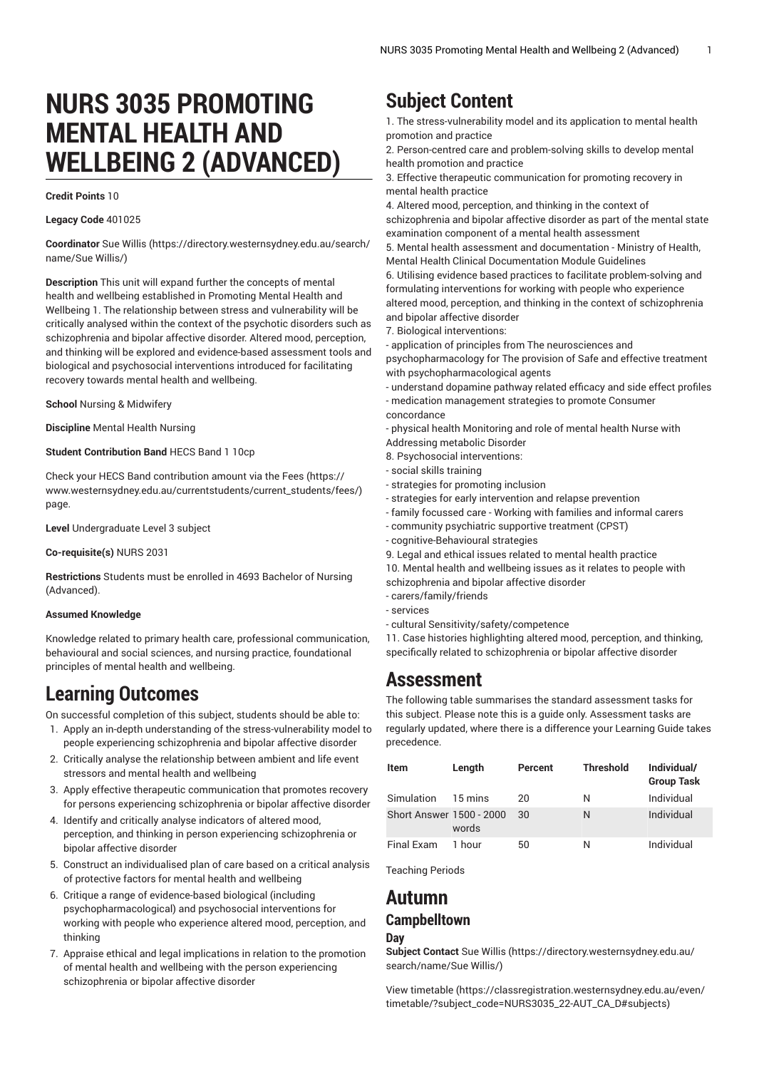# NURS 3035 PROMOTING MENTAL HEALTH AND WELLBEING 2 (ADVANCED)

**Credit Points** 10

**Legacy Code** 401025

**Coordinator** Sue Willis (https://directory.westernsydney.edu.au/search/name/Sue Willis/)

**Description** This unit will expand further the concepts of mental health and wellbeing established in Promoting Mental Health and Wellbeing 1. The relationship between stress and vulnerability will be critically analysed within the context of the psychotic disorders such as schizophrenia and bipolar affective disorder. Altered mood, perception, and thinking will be explored and evidence-based assessment tools and biological and psychosocial interventions introduced for facilitating recovery towards mental health and wellbeing.

**School** Nursing & Midwifery

**Discipline** Mental Health Nursing

**Student Contribution Band** HECS Band 1 10cp

Check your HECS Band contribution amount via the Fees (https://www.westernsydney.edu.au/currentstudents/current_students/fees/) page.

**Level** Undergraduate Level 3 subject

**Co-requisite(s)** NURS 2031

**Restrictions** Students must be enrolled in 4693 Bachelor of Nursing (Advanced).

**Assumed Knowledge**

Knowledge related to primary health care, professional communication, behavioural and social sciences, and nursing practice, foundational principles of mental health and wellbeing.

# Learning Outcomes

On successful completion of this subject, students should be able to:

1. Apply an in-depth understanding of the stress-vulnerability model to people experiencing schizophrenia and bipolar affective disorder
2. Critically analyse the relationship between ambient and life event stressors and mental health and wellbeing
3. Apply effective therapeutic communication that promotes recovery for persons experiencing schizophrenia or bipolar affective disorder
4. Identify and critically analyse indicators of altered mood, perception, and thinking in person experiencing schizophrenia or bipolar affective disorder
5. Construct an individualised plan of care based on a critical analysis of protective factors for mental health and wellbeing
6. Critique a range of evidence-based biological (including psychopharmacological) and psychosocial interventions for working with people who experience altered mood, perception, and thinking
7. Appraise ethical and legal implications in relation to the promotion of mental health and wellbeing with the person experiencing schizophrenia or bipolar affective disorder

# Subject Content

1. The stress-vulnerability model and its application to mental health promotion and practice
2. Person-centred care and problem-solving skills to develop mental health promotion and practice
3. Effective therapeutic communication for promoting recovery in mental health practice
4. Altered mood, perception, and thinking in the context of schizophrenia and bipolar affective disorder as part of the mental state examination component of a mental health assessment
5. Mental health assessment and documentation - Ministry of Health, Mental Health Clinical Documentation Module Guidelines
6. Utilising evidence based practices to facilitate problem-solving and formulating interventions for working with people who experience altered mood, perception, and thinking in the context of schizophrenia and bipolar affective disorder
7. Biological interventions:
- application of principles from The neurosciences and psychopharmacology for The provision of Safe and effective treatment with psychopharmacological agents
- understand dopamine pathway related efficacy and side effect profiles
- medication management strategies to promote Consumer concordance
- physical health Monitoring and role of mental health Nurse with Addressing metabolic Disorder
8. Psychosocial interventions:
- social skills training
- strategies for promoting inclusion
- strategies for early intervention and relapse prevention
- family focussed care - Working with families and informal carers
- community psychiatric supportive treatment (CPST)
- cognitive-Behavioural strategies
9. Legal and ethical issues related to mental health practice
10. Mental health and wellbeing issues as it relates to people with schizophrenia and bipolar affective disorder
- carers/family/friends
- services
- cultural Sensitivity/safety/competence
11. Case histories highlighting altered mood, perception, and thinking, specifically related to schizophrenia or bipolar affective disorder

# Assessment

The following table summarises the standard assessment tasks for this subject. Please note this is a guide only. Assessment tasks are regularly updated, where there is a difference your Learning Guide takes precedence.

| Item | Length | Percent | Threshold | Individual/ Group Task |
|---|---|---|---|---|
| Simulation | 15 mins | 20 | N | Individual |
| Short Answer | 1500 - 2000 words | 30 | N | Individual |
| Final Exam | 1 hour | 50 | N | Individual |

Teaching Periods

# Autumn

## Campbelltown

### Day

**Subject Contact** Sue Willis (https://directory.westernsydney.edu.au/search/name/Sue Willis/)

View timetable (https://classregistration.westernsydney.edu.au/even/timetable/?subject_code=NURS3035_22-AUT_CA_D#subjects)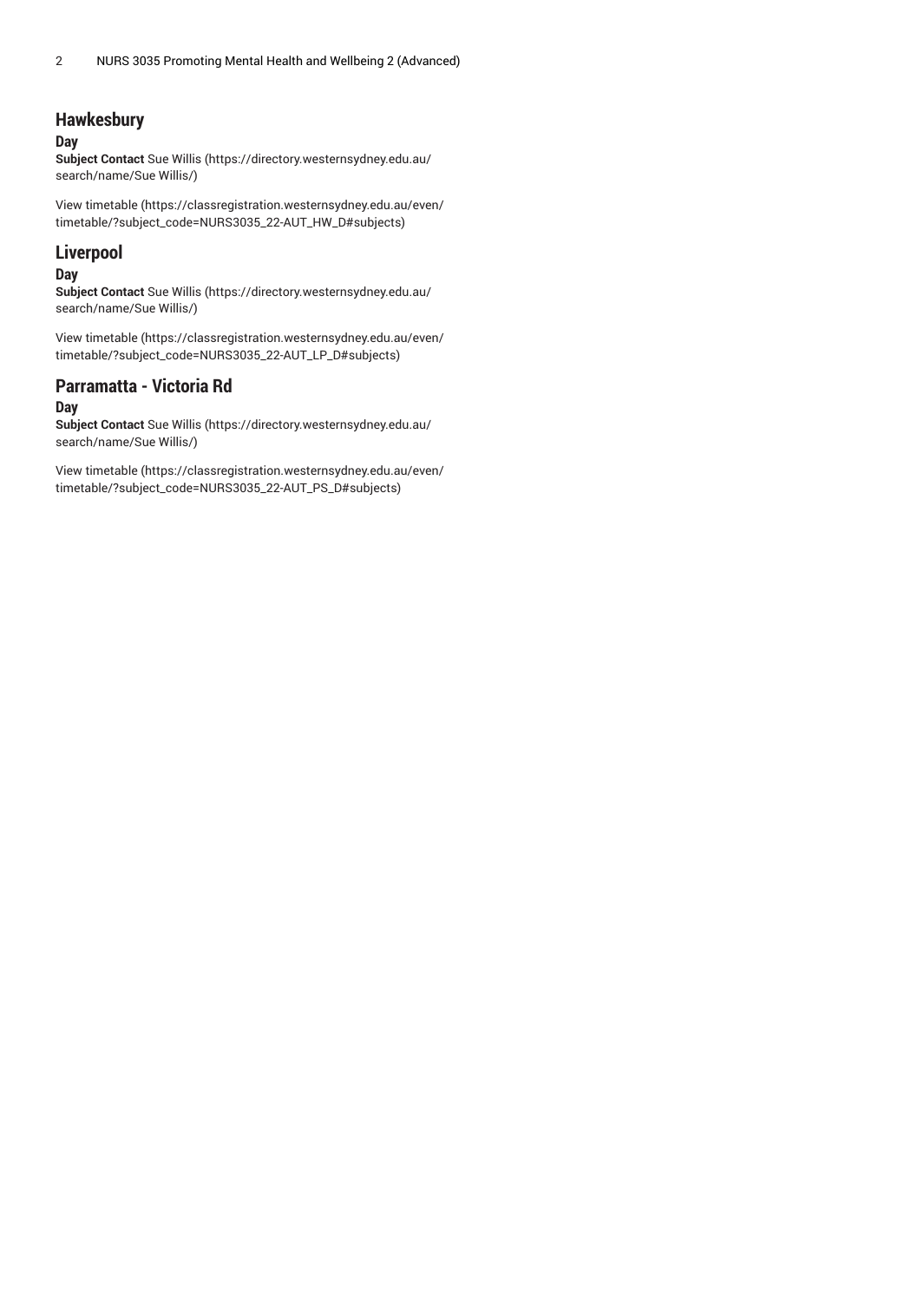## Hawkesbury

### Day

**Subject Contact** Sue Willis (https://directory.westernsydney.edu.au/search/name/Sue Willis/)

View timetable (https://classregistration.westernsydney.edu.au/even/timetable/?subject_code=NURS3035_22-AUT_HW_D#subjects)

## Liverpool

### Day

**Subject Contact** Sue Willis (https://directory.westernsydney.edu.au/search/name/Sue Willis/)

View timetable (https://classregistration.westernsydney.edu.au/even/timetable/?subject_code=NURS3035_22-AUT_LP_D#subjects)

## Parramatta - Victoria Rd

### Day

**Subject Contact** Sue Willis (https://directory.westernsydney.edu.au/search/name/Sue Willis/)

View timetable (https://classregistration.westernsydney.edu.au/even/timetable/?subject_code=NURS3035_22-AUT_PS_D#subjects)